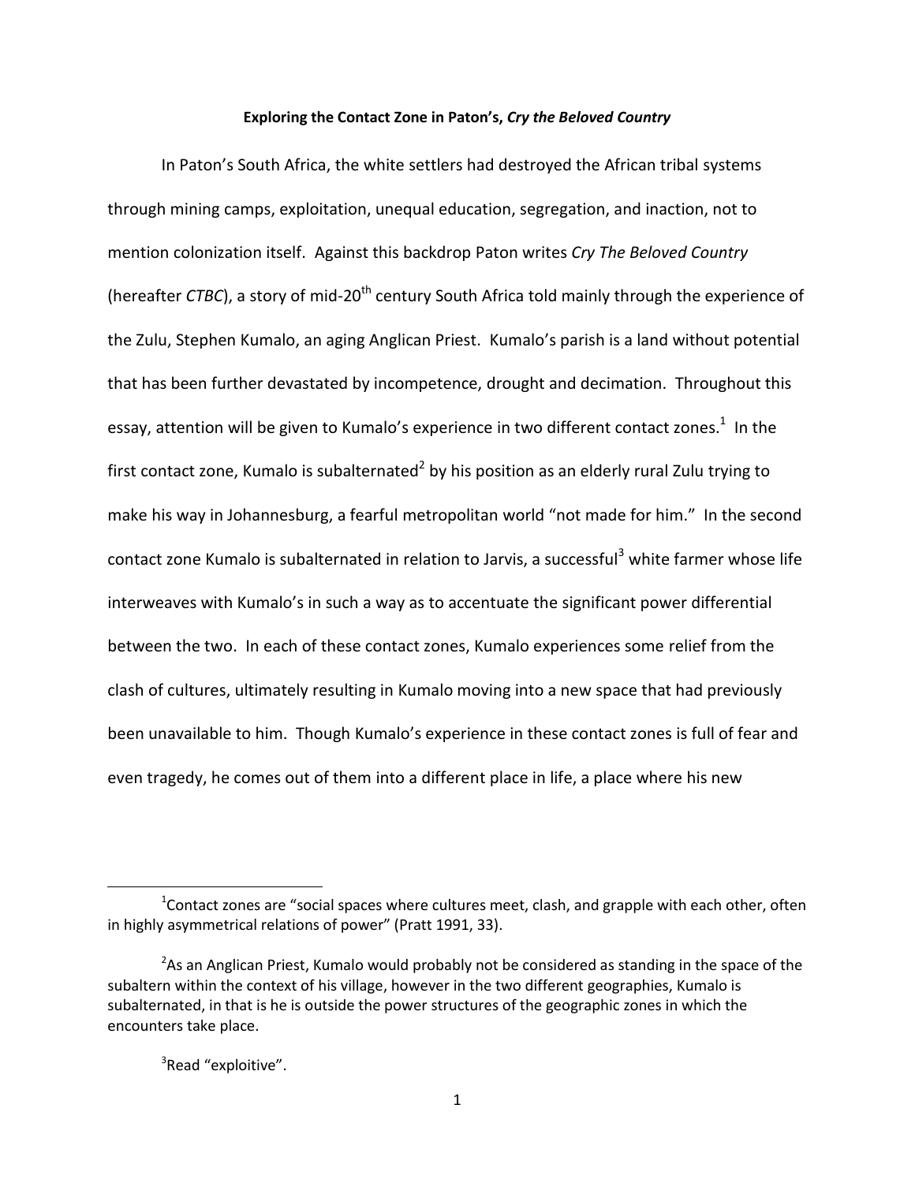**Exploring the Contact Zone in Paton's, *Cry the Beloved Country***

In Paton's South Africa, the white settlers had destroyed the African tribal systems through mining camps, exploitation, unequal education, segregation, and inaction, not to mention colonization itself. Against this backdrop Paton writes *Cry The Beloved Country* (hereafter *CTBC*), a story of mid-20th century South Africa told mainly through the experience of the Zulu, Stephen Kumalo, an aging Anglican Priest. Kumalo's parish is a land without potential that has been further devastated by incompetence, drought and decimation. Throughout this essay, attention will be given to Kumalo's experience in two different contact zones.[1] In the first contact zone, Kumalo is subalternated[2] by his position as an elderly rural Zulu trying to make his way in Johannesburg, a fearful metropolitan world "not made for him." In the second contact zone Kumalo is subalternated in relation to Jarvis, a successful[3] white farmer whose life interweaves with Kumalo's in such a way as to accentuate the significant power differential between the two. In each of these contact zones, Kumalo experiences some relief from the clash of cultures, ultimately resulting in Kumalo moving into a new space that had previously been unavailable to him. Though Kumalo's experience in these contact zones is full of fear and even tragedy, he comes out of them into a different place in life, a place where his new

---

[1]Contact zones are "social spaces where cultures meet, clash, and grapple with each other, often in highly asymmetrical relations of power" (Pratt 1991, 33).

[2]As an Anglican Priest, Kumalo would probably not be considered as standing in the space of the subaltern within the context of his village, however in the two different geographies, Kumalo is subalternated, in that is he is outside the power structures of the geographic zones in which the encounters take place.

[3]Read "exploitive".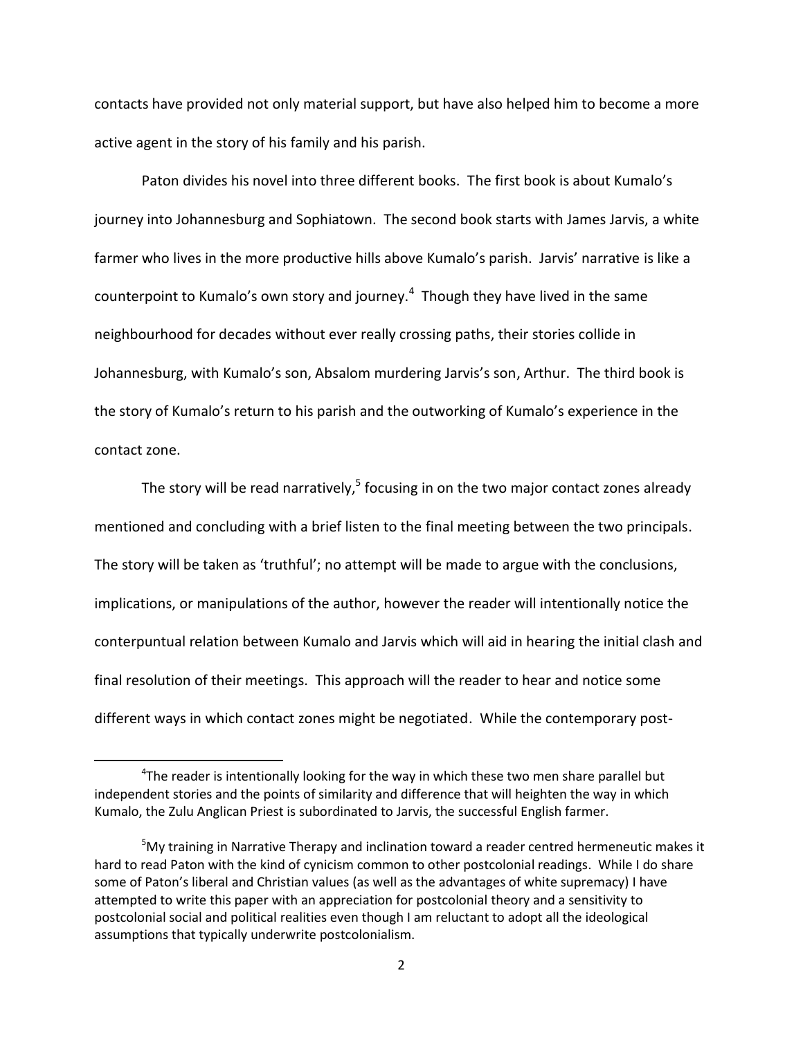contacts have provided not only material support, but have also helped him to become a more active agent in the story of his family and his parish.

Paton divides his novel into three different books. The first book is about Kumalo's journey into Johannesburg and Sophiatown. The second book starts with James Jarvis, a white farmer who lives in the more productive hills above Kumalo's parish. Jarvis' narrative is like a counterpoint to Kumalo's own story and journey.[4] Though they have lived in the same neighbourhood for decades without ever really crossing paths, their stories collide in Johannesburg, with Kumalo's son, Absalom murdering Jarvis's son, Arthur. The third book is the story of Kumalo's return to his parish and the outworking of Kumalo's experience in the contact zone.

The story will be read narratively,[5] focusing in on the two major contact zones already mentioned and concluding with a brief listen to the final meeting between the two principals. The story will be taken as 'truthful'; no attempt will be made to argue with the conclusions, implications, or manipulations of the author, however the reader will intentionally notice the conterpuntual relation between Kumalo and Jarvis which will aid in hearing the initial clash and final resolution of their meetings. This approach will the reader to hear and notice some different ways in which contact zones might be negotiated. While the contemporary post-

---

[4]The reader is intentionally looking for the way in which these two men share parallel but independent stories and the points of similarity and difference that will heighten the way in which Kumalo, the Zulu Anglican Priest is subordinated to Jarvis, the successful English farmer.

[5]My training in Narrative Therapy and inclination toward a reader centred hermeneutic makes it hard to read Paton with the kind of cynicism common to other postcolonial readings. While I do share some of Paton's liberal and Christian values (as well as the advantages of white supremacy) I have attempted to write this paper with an appreciation for postcolonial theory and a sensitivity to postcolonial social and political realities even though I am reluctant to adopt all the ideological assumptions that typically underwrite postcolonialism.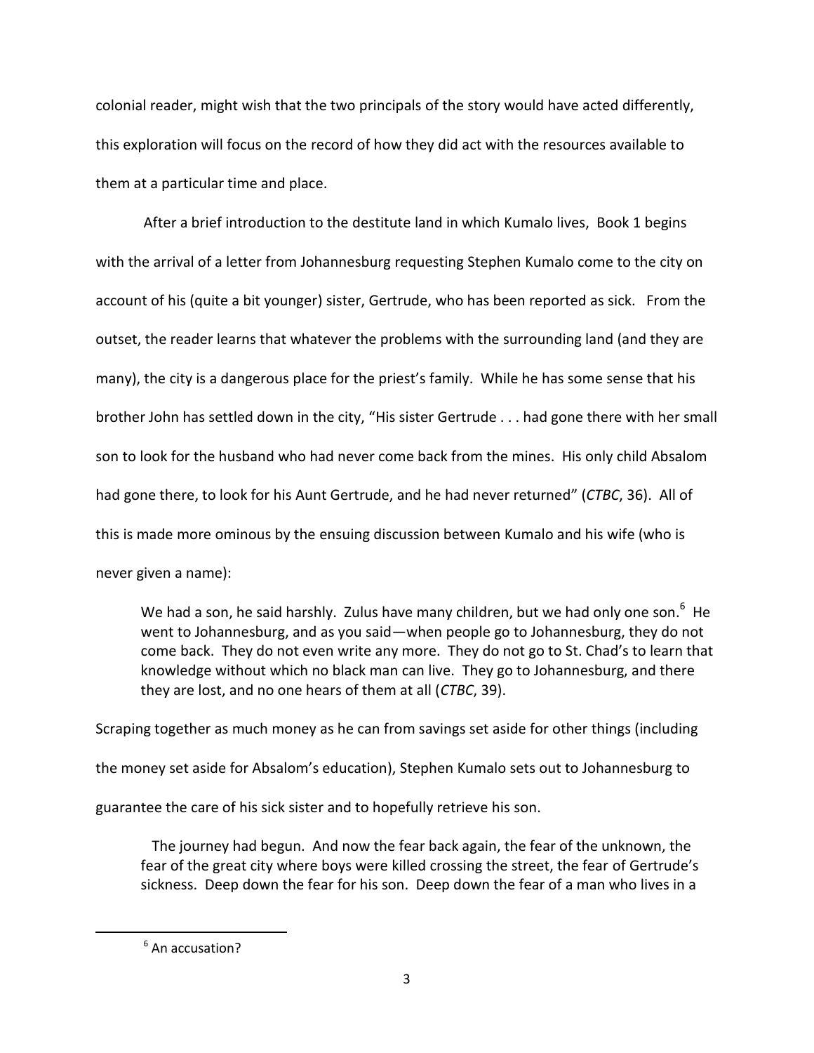colonial reader, might wish that the two principals of the story would have acted differently, this exploration will focus on the record of how they did act with the resources available to them at a particular time and place.

After a brief introduction to the destitute land in which Kumalo lives, Book 1 begins with the arrival of a letter from Johannesburg requesting Stephen Kumalo come to the city on account of his (quite a bit younger) sister, Gertrude, who has been reported as sick. From the outset, the reader learns that whatever the problems with the surrounding land (and they are many), the city is a dangerous place for the priest's family. While he has some sense that his brother John has settled down in the city, "His sister Gertrude . . . had gone there with her small son to look for the husband who had never come back from the mines. His only child Absalom had gone there, to look for his Aunt Gertrude, and he had never returned" (*CTBC*, 36). All of this is made more ominous by the ensuing discussion between Kumalo and his wife (who is never given a name):

> We had a son, he said harshly. Zulus have many children, but we had only one son.[6] He went to Johannesburg, and as you said—when people go to Johannesburg, they do not come back. They do not even write any more. They do not go to St. Chad's to learn that knowledge without which no black man can live. They go to Johannesburg, and there they are lost, and no one hears of them at all (*CTBC*, 39).

Scraping together as much money as he can from savings set aside for other things (including the money set aside for Absalom's education), Stephen Kumalo sets out to Johannesburg to guarantee the care of his sick sister and to hopefully retrieve his son.

> The journey had begun. And now the fear back again, the fear of the unknown, the fear of the great city where boys were killed crossing the street, the fear of Gertrude's sickness. Deep down the fear for his son. Deep down the fear of a man who lives in a

[6] An accusation?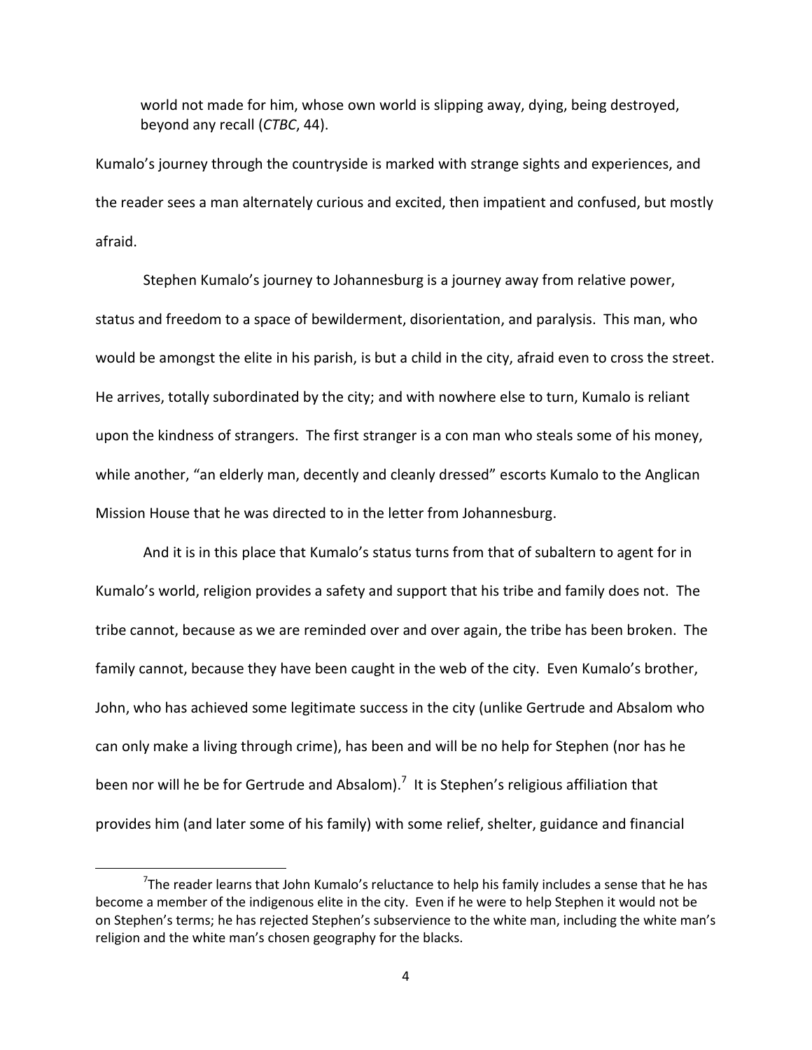world not made for him, whose own world is slipping away, dying, being destroyed, beyond any recall (*CTBC*, 44).

Kumalo's journey through the countryside is marked with strange sights and experiences, and the reader sees a man alternately curious and excited, then impatient and confused, but mostly afraid.

Stephen Kumalo's journey to Johannesburg is a journey away from relative power, status and freedom to a space of bewilderment, disorientation, and paralysis. This man, who would be amongst the elite in his parish, is but a child in the city, afraid even to cross the street. He arrives, totally subordinated by the city; and with nowhere else to turn, Kumalo is reliant upon the kindness of strangers. The first stranger is a con man who steals some of his money, while another, "an elderly man, decently and cleanly dressed" escorts Kumalo to the Anglican Mission House that he was directed to in the letter from Johannesburg.

And it is in this place that Kumalo's status turns from that of subaltern to agent for in Kumalo's world, religion provides a safety and support that his tribe and family does not. The tribe cannot, because as we are reminded over and over again, the tribe has been broken. The family cannot, because they have been caught in the web of the city. Even Kumalo's brother, John, who has achieved some legitimate success in the city (unlike Gertrude and Absalom who can only make a living through crime), has been and will be no help for Stephen (nor has he been nor will he be for Gertrude and Absalom).[7] It is Stephen's religious affiliation that provides him (and later some of his family) with some relief, shelter, guidance and financial

[7] The reader learns that John Kumalo's reluctance to help his family includes a sense that he has become a member of the indigenous elite in the city. Even if he were to help Stephen it would not be on Stephen's terms; he has rejected Stephen's subservience to the white man, including the white man's religion and the white man's chosen geography for the blacks.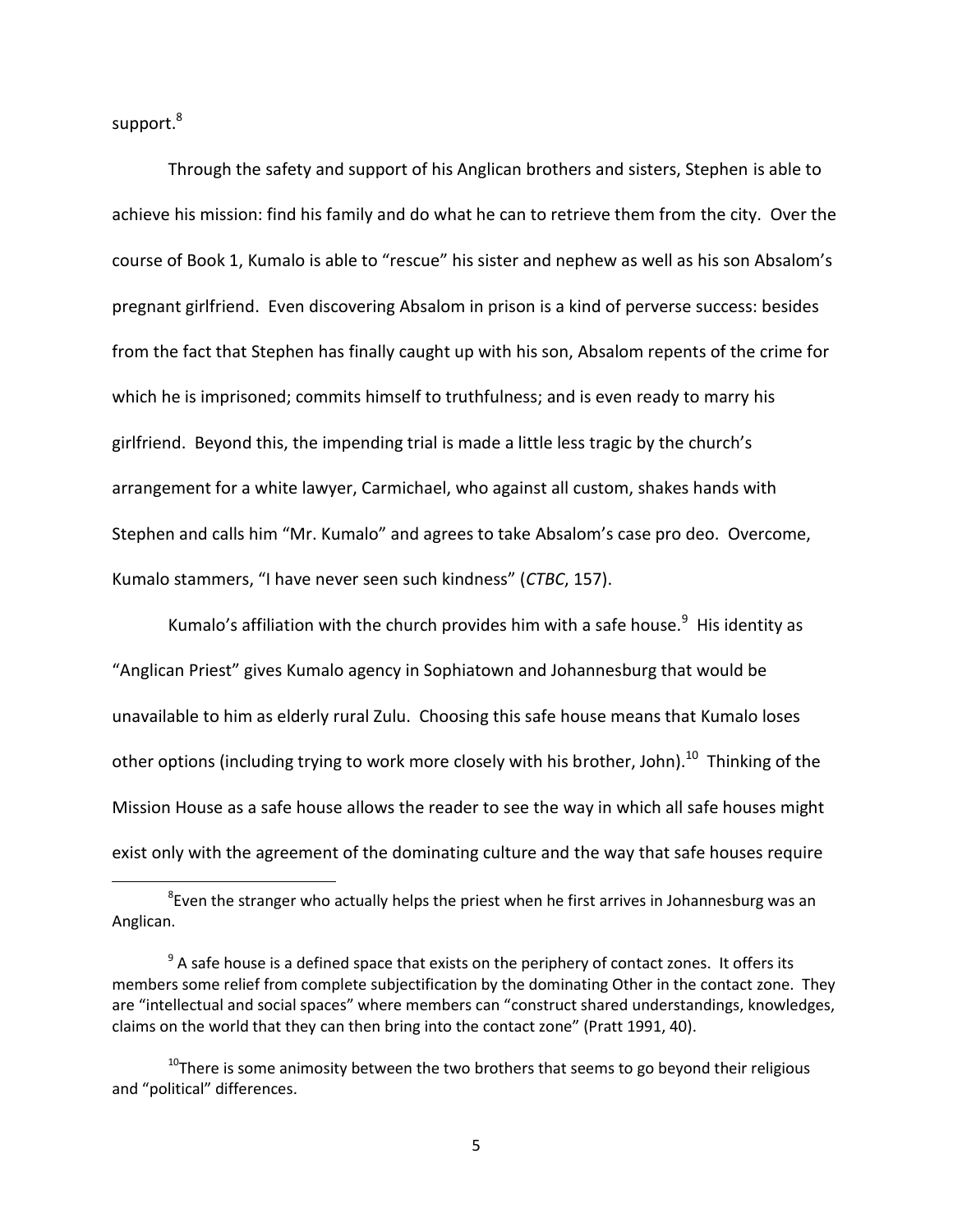support.[8]

Through the safety and support of his Anglican brothers and sisters, Stephen is able to achieve his mission: find his family and do what he can to retrieve them from the city. Over the course of Book 1, Kumalo is able to "rescue" his sister and nephew as well as his son Absalom's pregnant girlfriend. Even discovering Absalom in prison is a kind of perverse success: besides from the fact that Stephen has finally caught up with his son, Absalom repents of the crime for which he is imprisoned; commits himself to truthfulness; and is even ready to marry his girlfriend. Beyond this, the impending trial is made a little less tragic by the church's arrangement for a white lawyer, Carmichael, who against all custom, shakes hands with Stephen and calls him "Mr. Kumalo" and agrees to take Absalom's case pro deo. Overcome, Kumalo stammers, "I have never seen such kindness" (*CTBC*, 157).

Kumalo's affiliation with the church provides him with a safe house.[9] His identity as "Anglican Priest" gives Kumalo agency in Sophiatown and Johannesburg that would be unavailable to him as elderly rural Zulu. Choosing this safe house means that Kumalo loses other options (including trying to work more closely with his brother, John).[10] Thinking of the Mission House as a safe house allows the reader to see the way in which all safe houses might exist only with the agreement of the dominating culture and the way that safe houses require

[8]Even the stranger who actually helps the priest when he first arrives in Johannesburg was an Anglican.

[9] A safe house is a defined space that exists on the periphery of contact zones. It offers its members some relief from complete subjectification by the dominating Other in the contact zone. They are "intellectual and social spaces" where members can "construct shared understandings, knowledges, claims on the world that they can then bring into the contact zone" (Pratt 1991, 40).

[10]There is some animosity between the two brothers that seems to go beyond their religious and "political" differences.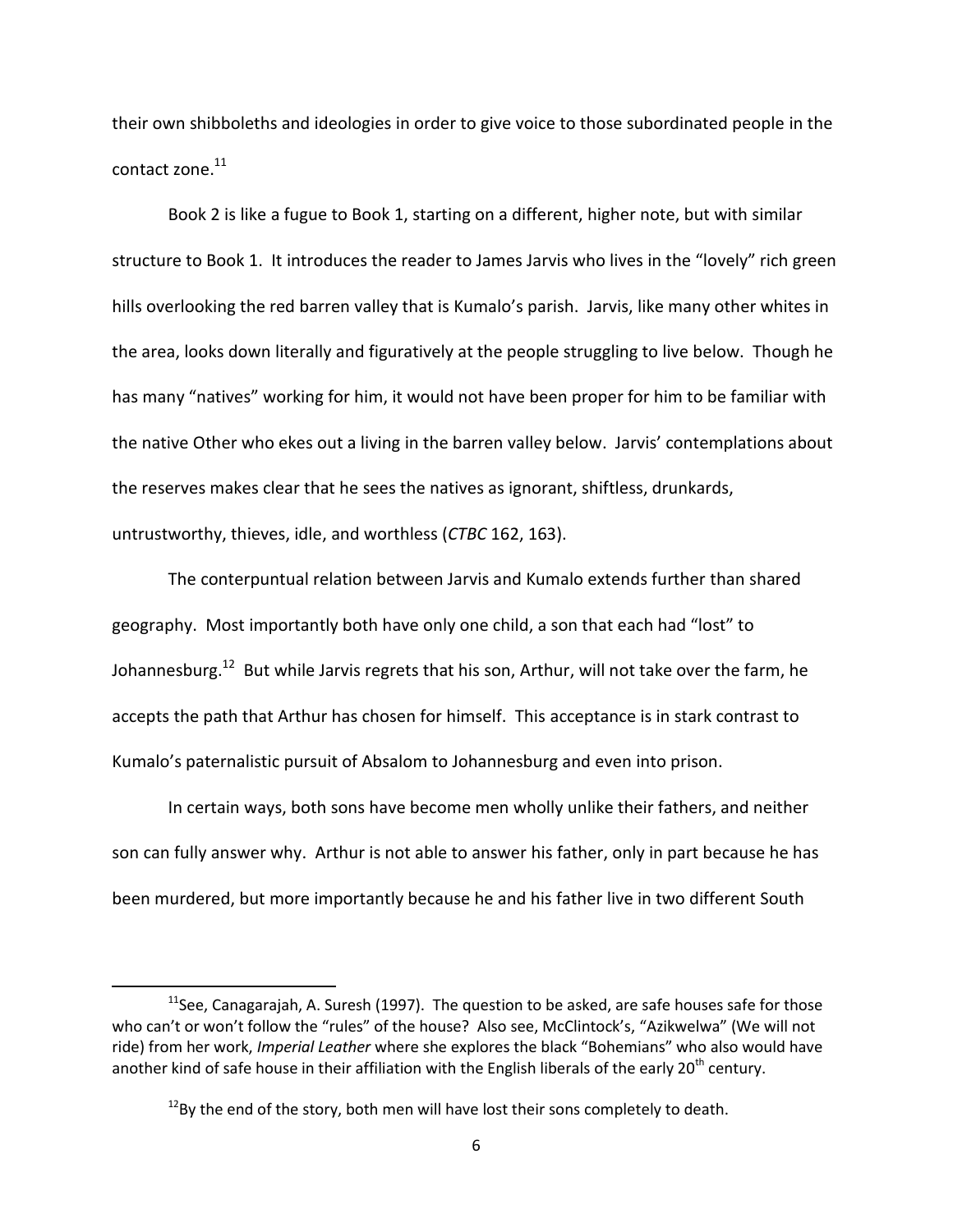their own shibboleths and ideologies in order to give voice to those subordinated people in the contact zone.[11]

Book 2 is like a fugue to Book 1, starting on a different, higher note, but with similar structure to Book 1. It introduces the reader to James Jarvis who lives in the "lovely" rich green hills overlooking the red barren valley that is Kumalo's parish. Jarvis, like many other whites in the area, looks down literally and figuratively at the people struggling to live below. Though he has many "natives" working for him, it would not have been proper for him to be familiar with the native Other who ekes out a living in the barren valley below. Jarvis' contemplations about the reserves makes clear that he sees the natives as ignorant, shiftless, drunkards, untrustworthy, thieves, idle, and worthless (*CTBC* 162, 163).

The conterpuntual relation between Jarvis and Kumalo extends further than shared geography. Most importantly both have only one child, a son that each had "lost" to Johannesburg.[12] But while Jarvis regrets that his son, Arthur, will not take over the farm, he accepts the path that Arthur has chosen for himself. This acceptance is in stark contrast to Kumalo's paternalistic pursuit of Absalom to Johannesburg and even into prison.

In certain ways, both sons have become men wholly unlike their fathers, and neither son can fully answer why. Arthur is not able to answer his father, only in part because he has been murdered, but more importantly because he and his father live in two different South

---

[11] See, Canagarajah, A. Suresh (1997). The question to be asked, are safe houses safe for those who can't or won't follow the "rules" of the house? Also see, McClintock's, "Azikwelwa" (We will not ride) from her work, *Imperial Leather* where she explores the black "Bohemians" who also would have another kind of safe house in their affiliation with the English liberals of the early 20th century.

[12] By the end of the story, both men will have lost their sons completely to death.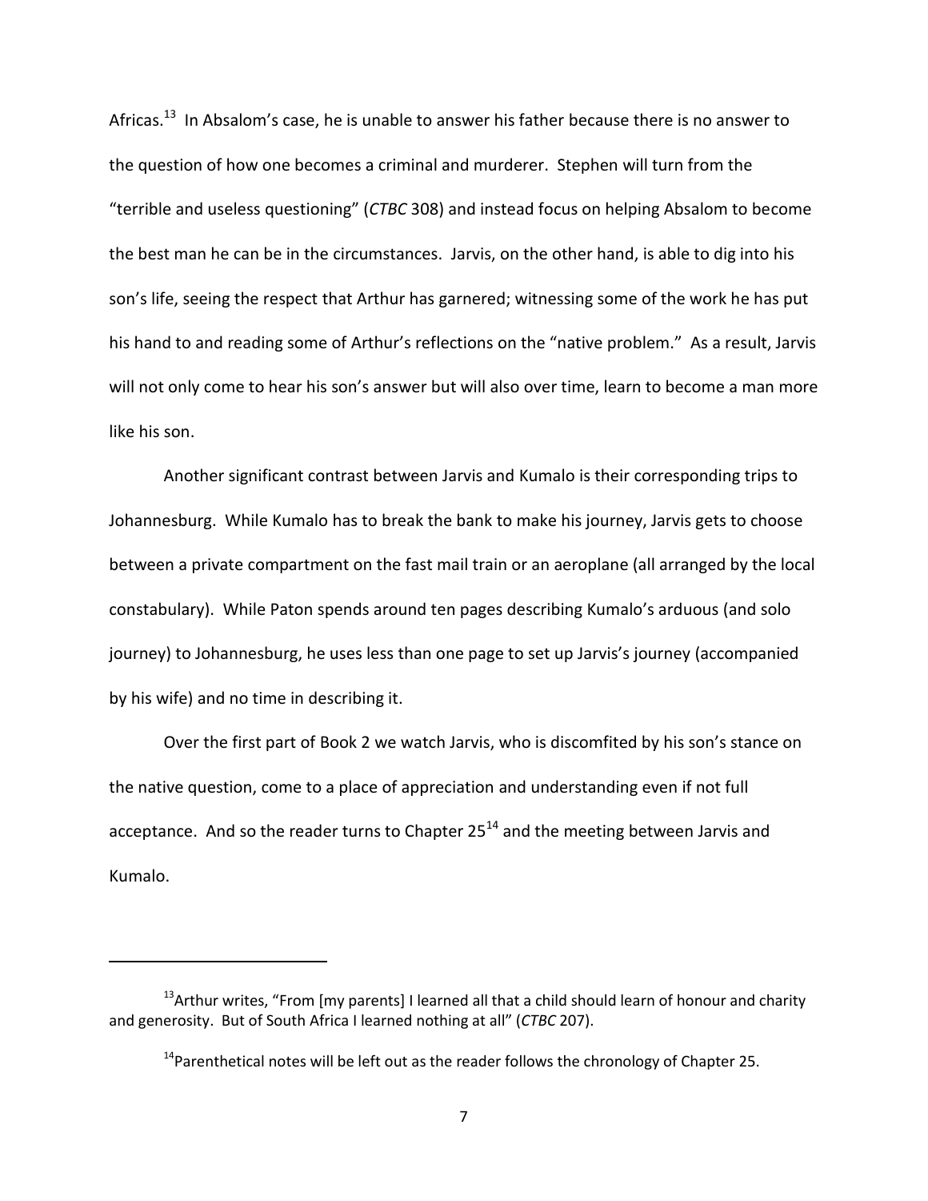Africas.[13] In Absalom's case, he is unable to answer his father because there is no answer to the question of how one becomes a criminal and murderer. Stephen will turn from the "terrible and useless questioning" (*CTBC* 308) and instead focus on helping Absalom to become the best man he can be in the circumstances. Jarvis, on the other hand, is able to dig into his son's life, seeing the respect that Arthur has garnered; witnessing some of the work he has put his hand to and reading some of Arthur's reflections on the "native problem." As a result, Jarvis will not only come to hear his son's answer but will also over time, learn to become a man more like his son.

Another significant contrast between Jarvis and Kumalo is their corresponding trips to Johannesburg. While Kumalo has to break the bank to make his journey, Jarvis gets to choose between a private compartment on the fast mail train or an aeroplane (all arranged by the local constabulary). While Paton spends around ten pages describing Kumalo's arduous (and solo journey) to Johannesburg, he uses less than one page to set up Jarvis's journey (accompanied by his wife) and no time in describing it.

Over the first part of Book 2 we watch Jarvis, who is discomfited by his son's stance on the native question, come to a place of appreciation and understanding even if not full acceptance. And so the reader turns to Chapter 25[14] and the meeting between Jarvis and Kumalo.

---

[13] Arthur writes, "From [my parents] I learned all that a child should learn of honour and charity and generosity. But of South Africa I learned nothing at all" (*CTBC* 207).

[14] Parenthetical notes will be left out as the reader follows the chronology of Chapter 25.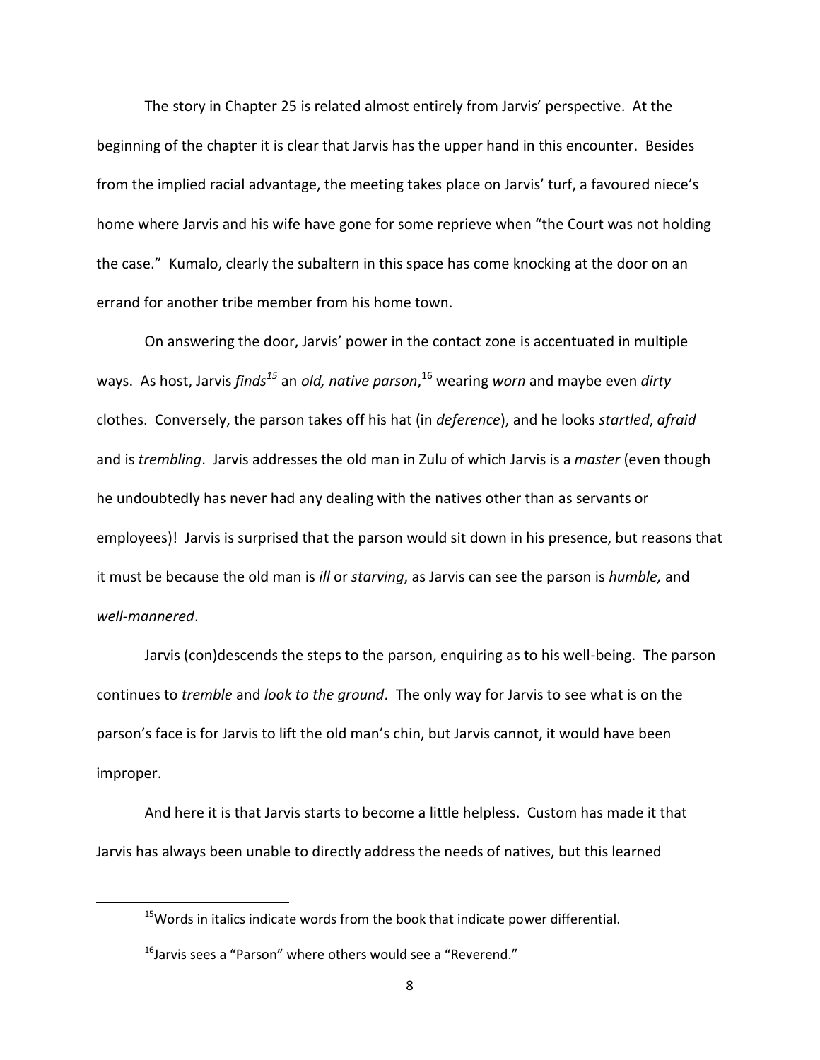The story in Chapter 25 is related almost entirely from Jarvis' perspective. At the beginning of the chapter it is clear that Jarvis has the upper hand in this encounter. Besides from the implied racial advantage, the meeting takes place on Jarvis' turf, a favoured niece's home where Jarvis and his wife have gone for some reprieve when "the Court was not holding the case." Kumalo, clearly the subaltern in this space has come knocking at the door on an errand for another tribe member from his home town.

On answering the door, Jarvis' power in the contact zone is accentuated in multiple ways. As host, Jarvis *finds*[15] an *old, native parson*,[16] wearing *worn* and maybe even *dirty* clothes. Conversely, the parson takes off his hat (in *deference*), and he looks *startled*, *afraid* and is *trembling*. Jarvis addresses the old man in Zulu of which Jarvis is a *master* (even though he undoubtedly has never had any dealing with the natives other than as servants or employees)! Jarvis is surprised that the parson would sit down in his presence, but reasons that it must be because the old man is *ill* or *starving*, as Jarvis can see the parson is *humble,* and *well-mannered*.

Jarvis (con)descends the steps to the parson, enquiring as to his well-being. The parson continues to *tremble* and *look to the ground*. The only way for Jarvis to see what is on the parson's face is for Jarvis to lift the old man's chin, but Jarvis cannot, it would have been improper.

And here it is that Jarvis starts to become a little helpless. Custom has made it that Jarvis has always been unable to directly address the needs of natives, but this learned

---

[15]Words in italics indicate words from the book that indicate power differential.

[16]Jarvis sees a "Parson" where others would see a "Reverend."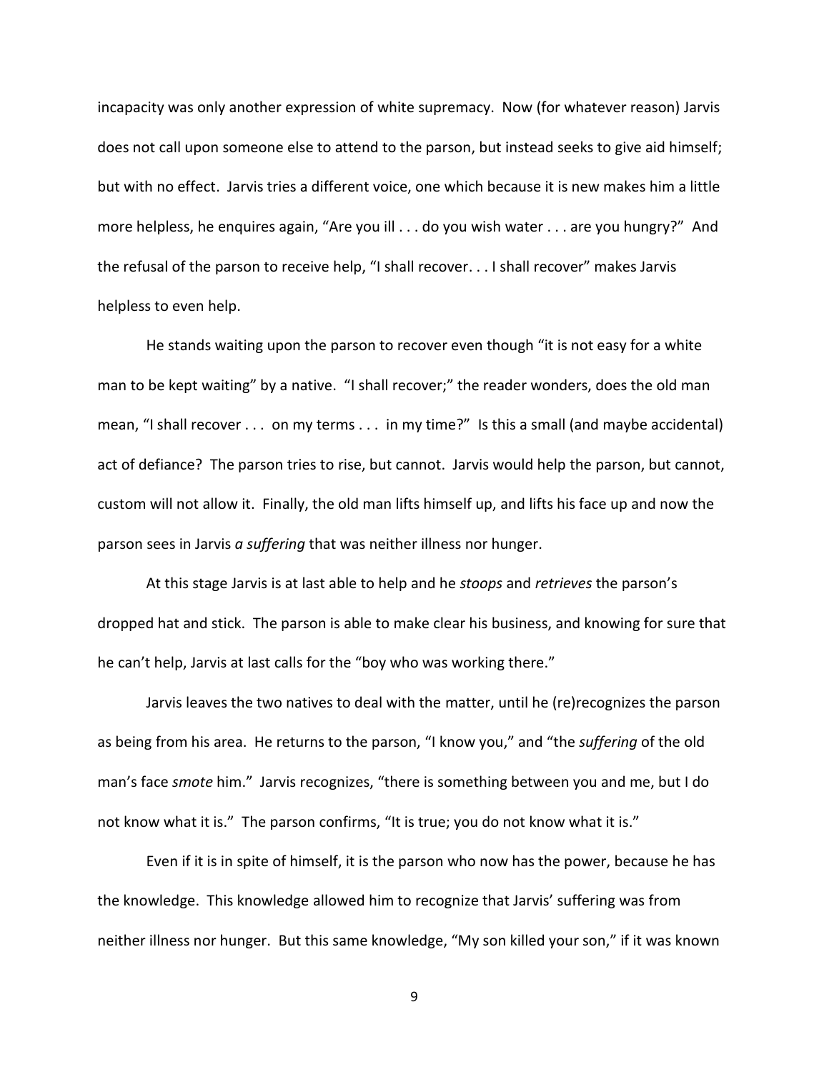incapacity was only another expression of white supremacy. Now (for whatever reason) Jarvis does not call upon someone else to attend to the parson, but instead seeks to give aid himself; but with no effect. Jarvis tries a different voice, one which because it is new makes him a little more helpless, he enquires again, "Are you ill . . . do you wish water . . . are you hungry?" And the refusal of the parson to receive help, "I shall recover. . . I shall recover" makes Jarvis helpless to even help.

He stands waiting upon the parson to recover even though "it is not easy for a white man to be kept waiting" by a native. "I shall recover;" the reader wonders, does the old man mean, "I shall recover . . . on my terms . . . in my time?" Is this a small (and maybe accidental) act of defiance? The parson tries to rise, but cannot. Jarvis would help the parson, but cannot, custom will not allow it. Finally, the old man lifts himself up, and lifts his face up and now the parson sees in Jarvis *a suffering* that was neither illness nor hunger.

At this stage Jarvis is at last able to help and he *stoops* and *retrieves* the parson's dropped hat and stick. The parson is able to make clear his business, and knowing for sure that he can't help, Jarvis at last calls for the "boy who was working there."

Jarvis leaves the two natives to deal with the matter, until he (re)recognizes the parson as being from his area. He returns to the parson, "I know you," and "the *suffering* of the old man's face *smote* him." Jarvis recognizes, "there is something between you and me, but I do not know what it is." The parson confirms, "It is true; you do not know what it is."

Even if it is in spite of himself, it is the parson who now has the power, because he has the knowledge. This knowledge allowed him to recognize that Jarvis' suffering was from neither illness nor hunger. But this same knowledge, "My son killed your son," if it was known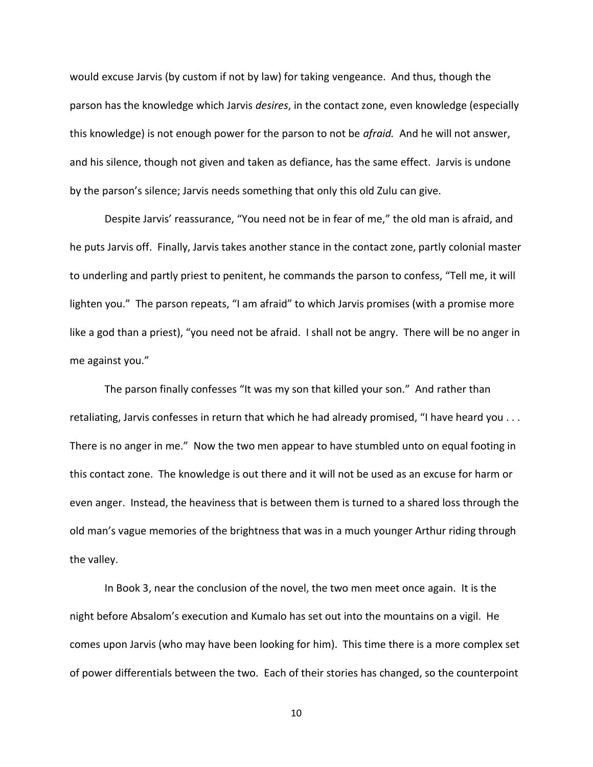would excuse Jarvis (by custom if not by law) for taking vengeance. And thus, though the parson has the knowledge which Jarvis *desires*, in the contact zone, even knowledge (especially this knowledge) is not enough power for the parson to not be *afraid.* And he will not answer, and his silence, though not given and taken as defiance, has the same effect. Jarvis is undone by the parson's silence; Jarvis needs something that only this old Zulu can give.

Despite Jarvis' reassurance, "You need not be in fear of me," the old man is afraid, and he puts Jarvis off. Finally, Jarvis takes another stance in the contact zone, partly colonial master to underling and partly priest to penitent, he commands the parson to confess, "Tell me, it will lighten you." The parson repeats, "I am afraid" to which Jarvis promises (with a promise more like a god than a priest), "you need not be afraid. I shall not be angry. There will be no anger in me against you."

The parson finally confesses "It was my son that killed your son." And rather than retaliating, Jarvis confesses in return that which he had already promised, "I have heard you . . . There is no anger in me." Now the two men appear to have stumbled unto on equal footing in this contact zone. The knowledge is out there and it will not be used as an excuse for harm or even anger. Instead, the heaviness that is between them is turned to a shared loss through the old man's vague memories of the brightness that was in a much younger Arthur riding through the valley.

In Book 3, near the conclusion of the novel, the two men meet once again. It is the night before Absalom's execution and Kumalo has set out into the mountains on a vigil. He comes upon Jarvis (who may have been looking for him). This time there is a more complex set of power differentials between the two. Each of their stories has changed, so the counterpoint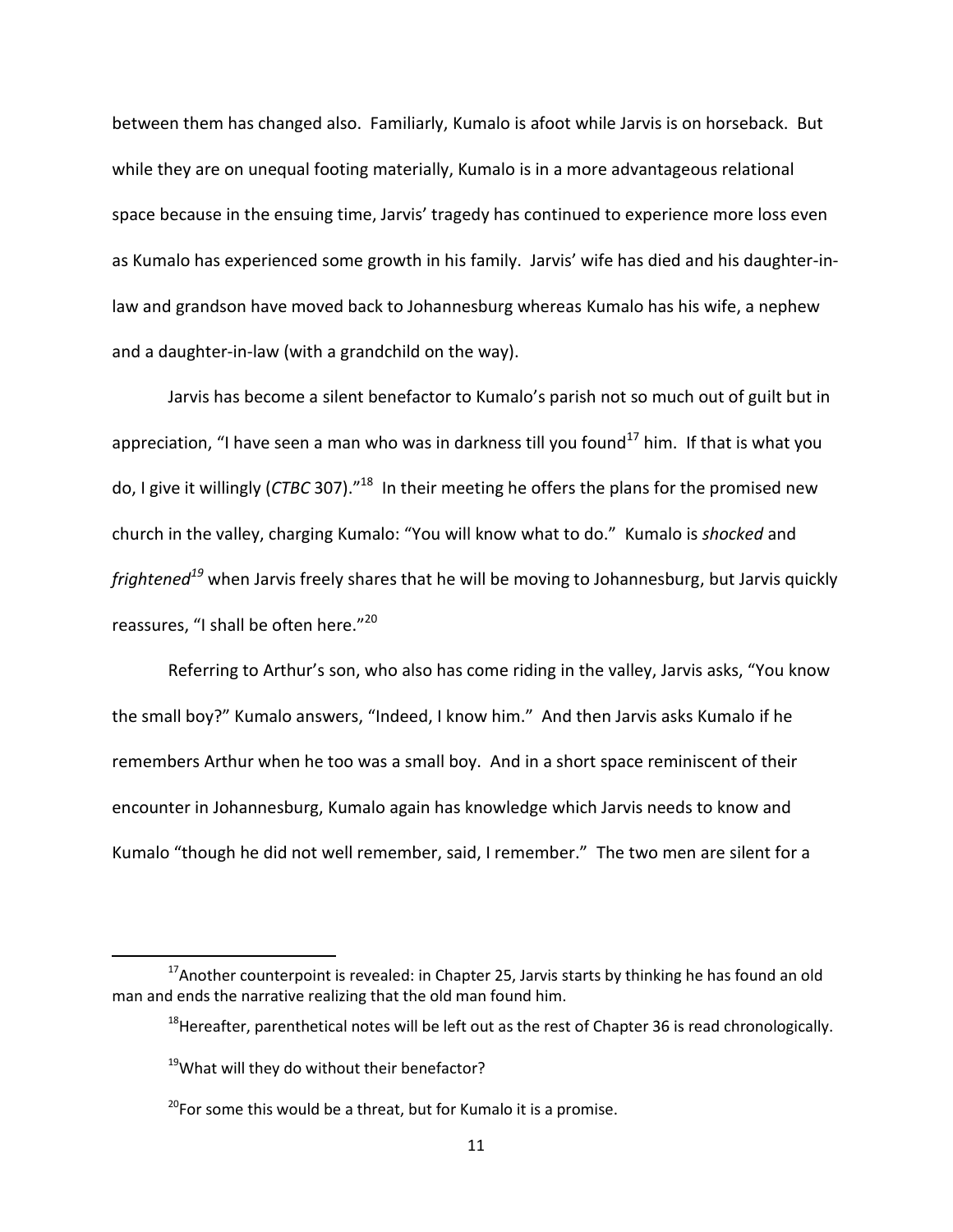between them has changed also. Familiarly, Kumalo is afoot while Jarvis is on horseback. But while they are on unequal footing materially, Kumalo is in a more advantageous relational space because in the ensuing time, Jarvis' tragedy has continued to experience more loss even as Kumalo has experienced some growth in his family. Jarvis' wife has died and his daughter-in-law and grandson have moved back to Johannesburg whereas Kumalo has his wife, a nephew and a daughter-in-law (with a grandchild on the way).

Jarvis has become a silent benefactor to Kumalo's parish not so much out of guilt but in appreciation, "I have seen a man who was in darkness till you found[17] him. If that is what you do, I give it willingly (*CTBC* 307)."[18] In their meeting he offers the plans for the promised new church in the valley, charging Kumalo: "You will know what to do." Kumalo is *shocked* and *frightened*[19] when Jarvis freely shares that he will be moving to Johannesburg, but Jarvis quickly reassures, "I shall be often here."[20]

Referring to Arthur's son, who also has come riding in the valley, Jarvis asks, "You know the small boy?" Kumalo answers, "Indeed, I know him." And then Jarvis asks Kumalo if he remembers Arthur when he too was a small boy. And in a short space reminiscent of their encounter in Johannesburg, Kumalo again has knowledge which Jarvis needs to know and Kumalo "though he did not well remember, said, I remember." The two men are silent for a

---

[17] Another counterpoint is revealed: in Chapter 25, Jarvis starts by thinking he has found an old man and ends the narrative realizing that the old man found him.

[18] Hereafter, parenthetical notes will be left out as the rest of Chapter 36 is read chronologically.

[19] What will they do without their benefactor?

[20] For some this would be a threat, but for Kumalo it is a promise.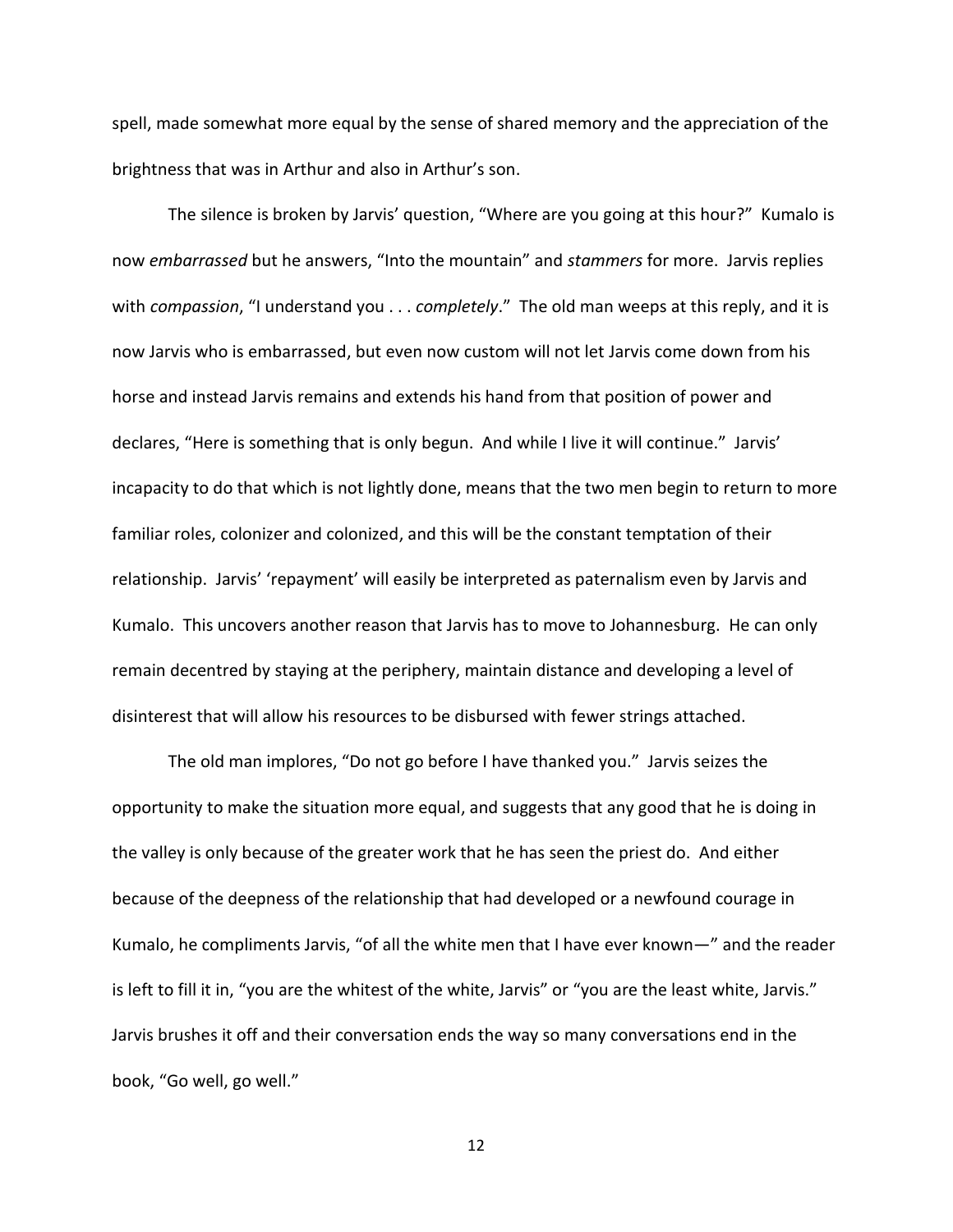spell, made somewhat more equal by the sense of shared memory and the appreciation of the brightness that was in Arthur and also in Arthur's son.

The silence is broken by Jarvis' question, "Where are you going at this hour?" Kumalo is now *embarrassed* but he answers, "Into the mountain" and *stammers* for more. Jarvis replies with *compassion*, "I understand you . . . *completely*." The old man weeps at this reply, and it is now Jarvis who is embarrassed, but even now custom will not let Jarvis come down from his horse and instead Jarvis remains and extends his hand from that position of power and declares, "Here is something that is only begun. And while I live it will continue." Jarvis' incapacity to do that which is not lightly done, means that the two men begin to return to more familiar roles, colonizer and colonized, and this will be the constant temptation of their relationship. Jarvis' 'repayment' will easily be interpreted as paternalism even by Jarvis and Kumalo. This uncovers another reason that Jarvis has to move to Johannesburg. He can only remain decentred by staying at the periphery, maintain distance and developing a level of disinterest that will allow his resources to be disbursed with fewer strings attached.

The old man implores, "Do not go before I have thanked you." Jarvis seizes the opportunity to make the situation more equal, and suggests that any good that he is doing in the valley is only because of the greater work that he has seen the priest do. And either because of the deepness of the relationship that had developed or a newfound courage in Kumalo, he compliments Jarvis, "of all the white men that I have ever known—" and the reader is left to fill it in, "you are the whitest of the white, Jarvis" or "you are the least white, Jarvis." Jarvis brushes it off and their conversation ends the way so many conversations end in the book, "Go well, go well."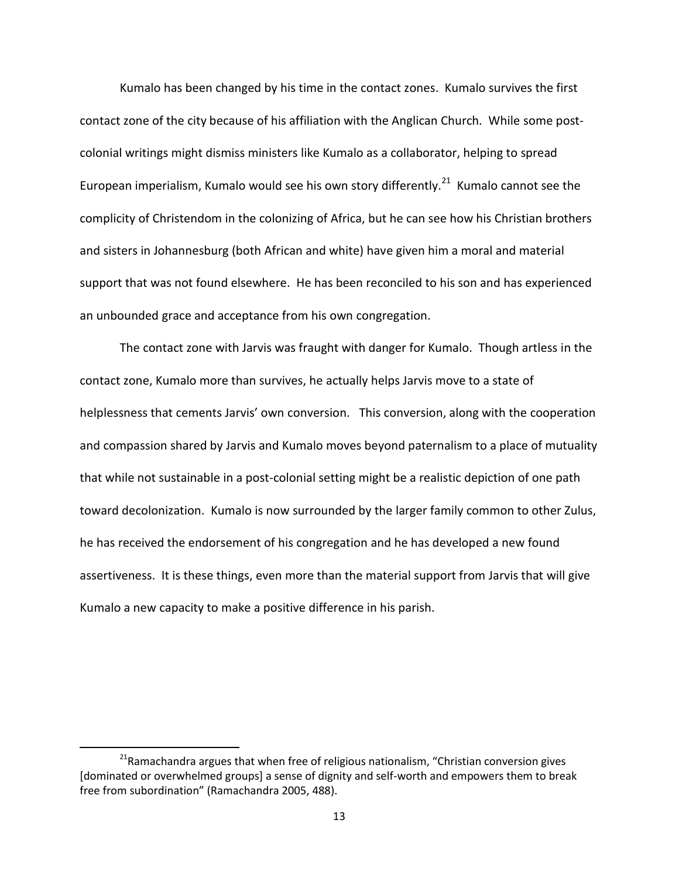Kumalo has been changed by his time in the contact zones. Kumalo survives the first contact zone of the city because of his affiliation with the Anglican Church. While some post-colonial writings might dismiss ministers like Kumalo as a collaborator, helping to spread European imperialism, Kumalo would see his own story differently.[21] Kumalo cannot see the complicity of Christendom in the colonizing of Africa, but he can see how his Christian brothers and sisters in Johannesburg (both African and white) have given him a moral and material support that was not found elsewhere. He has been reconciled to his son and has experienced an unbounded grace and acceptance from his own congregation.

The contact zone with Jarvis was fraught with danger for Kumalo. Though artless in the contact zone, Kumalo more than survives, he actually helps Jarvis move to a state of helplessness that cements Jarvis' own conversion. This conversion, along with the cooperation and compassion shared by Jarvis and Kumalo moves beyond paternalism to a place of mutuality that while not sustainable in a post-colonial setting might be a realistic depiction of one path toward decolonization. Kumalo is now surrounded by the larger family common to other Zulus, he has received the endorsement of his congregation and he has developed a new found assertiveness. It is these things, even more than the material support from Jarvis that will give Kumalo a new capacity to make a positive difference in his parish.

[21] Ramachandra argues that when free of religious nationalism, "Christian conversion gives [dominated or overwhelmed groups] a sense of dignity and self-worth and empowers them to break free from subordination" (Ramachandra 2005, 488).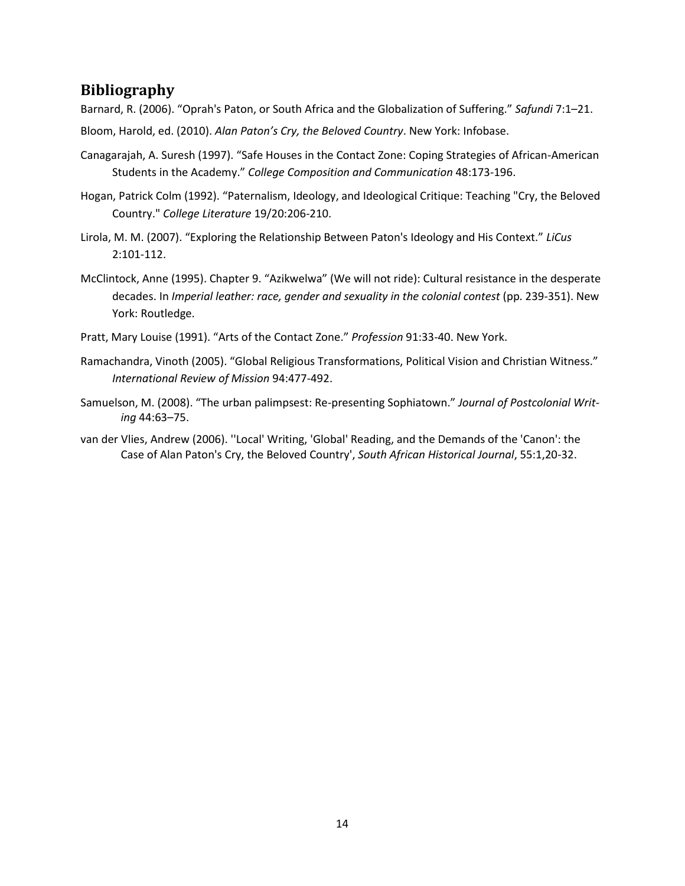## Bibliography

Barnard, R. (2006). “Oprah's Paton, or South Africa and the Globalization of Suffering.” *Safundi* 7:1–21.

Bloom, Harold, ed. (2010). *Alan Paton’s Cry, the Beloved Country*. New York: Infobase.

Canagarajah, A. Suresh (1997). “Safe Houses in the Contact Zone: Coping Strategies of African-American Students in the Academy.” *College Composition and Communication* 48:173-196.

Hogan, Patrick Colm (1992). “Paternalism, Ideology, and Ideological Critique: Teaching "Cry, the Beloved Country." *College Literature* 19/20:206-210.

Lirola, M. M. (2007). “Exploring the Relationship Between Paton's Ideology and His Context.” *LiCus* 2:101-112.

McClintock, Anne (1995). Chapter 9. “Azikwelwa” (We will not ride): Cultural resistance in the desperate decades. In *Imperial leather: race, gender and sexuality in the colonial contest* (pp. 239-351). New York: Routledge.

Pratt, Mary Louise (1991). “Arts of the Contact Zone.” *Profession* 91:33-40. New York.

Ramachandra, Vinoth (2005). “Global Religious Transformations, Political Vision and Christian Witness.” *International Review of Mission* 94:477-492.

Samuelson, M. (2008). “The urban palimpsest: Re-presenting Sophiatown.” *Journal of Postcolonial Writing* 44:63–75.

van der Vlies, Andrew (2006). ''Local' Writing, 'Global' Reading, and the Demands of the 'Canon': the Case of Alan Paton's Cry, the Beloved Country', *South African Historical Journal*, 55:1,20-32.